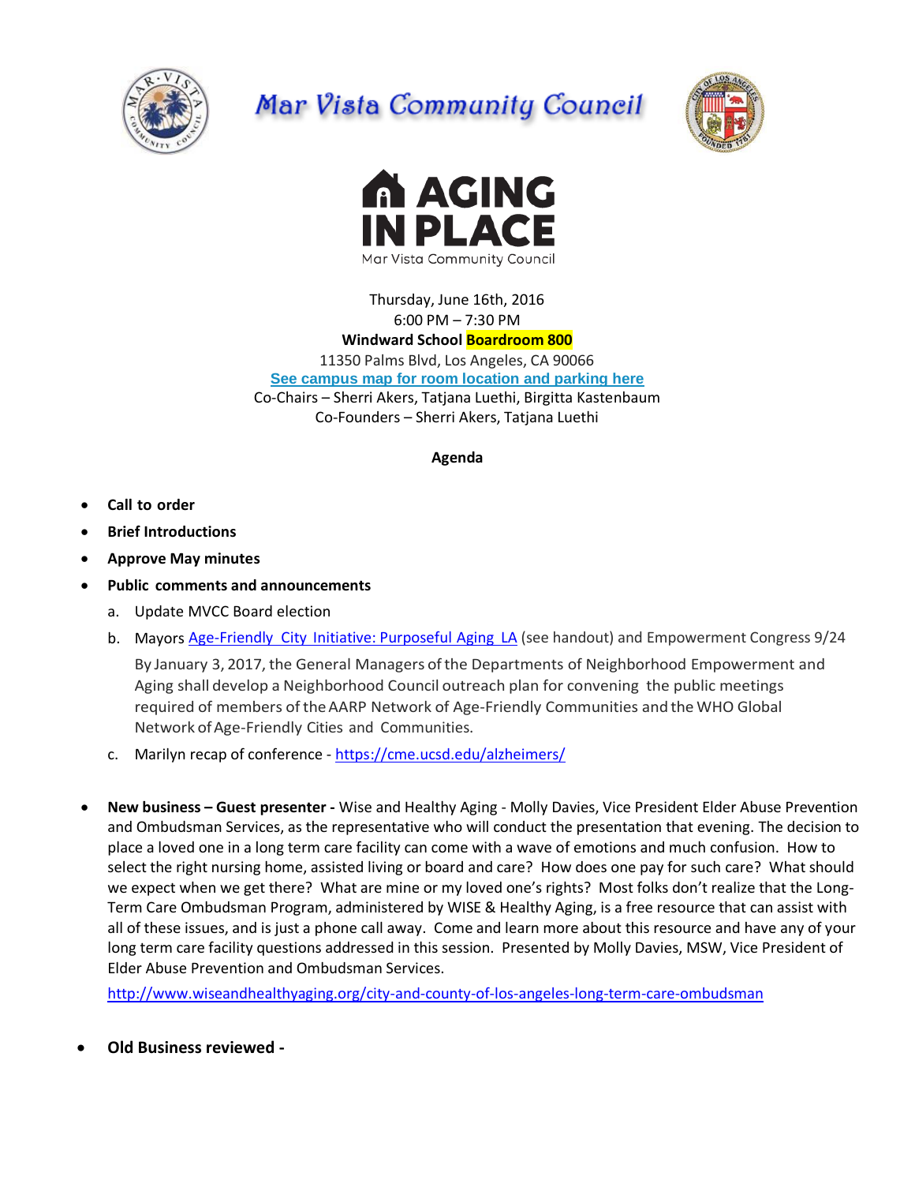# Mar Vista Community Council

## AGING IN PLACE

Mar Vista Community Council

Thursday, June 16th, 2016
6:00 PM – 7:30 PM
**Windward School Boardroom 800**
11350 Palms Blvd, Los Angeles, CA 90066
**See campus map for room location and parking here**
Co-Chairs – Sherri Akers, Tatjana Luethi, Birgitta Kastenbaum
Co-Founders – Sherri Akers, Tatjana Luethi

**Agenda**

- **Call to order**
- **Brief Introductions**
- **Approve May minutes**
- **Public comments and announcements**
  a. Update MVCC Board election
  b. Mayors Age-Friendly City Initiative: Purposeful Aging LA (see handout) and Empowerment Congress 9/24

     By January 3, 2017, the General Managers of the Departments of Neighborhood Empowerment and Aging shall develop a Neighborhood Council outreach plan for convening the public meetings required of members of the AARP Network of Age-Friendly Communities and the WHO Global Network of Age-Friendly Cities and Communities.
  c. Marilyn recap of conference - https://cme.ucsd.edu/alzheimers/

- **New business – Guest presenter -** Wise and Healthy Aging - Molly Davies, Vice President Elder Abuse Prevention and Ombudsman Services, as the representative who will conduct the presentation that evening. The decision to place a loved one in a long term care facility can come with a wave of emotions and much confusion. How to select the right nursing home, assisted living or board and care? How does one pay for such care? What should we expect when we get there? What are mine or my loved one's rights? Most folks don't realize that the Long-Term Care Ombudsman Program, administered by WISE & Healthy Aging, is a free resource that can assist with all of these issues, and is just a phone call away. Come and learn more about this resource and have any of your long term care facility questions addressed in this session. Presented by Molly Davies, MSW, Vice President of Elder Abuse Prevention and Ombudsman Services.

  http://www.wiseandhealthyaging.org/city-and-county-of-los-angeles-long-term-care-ombudsman

- **Old Business reviewed -**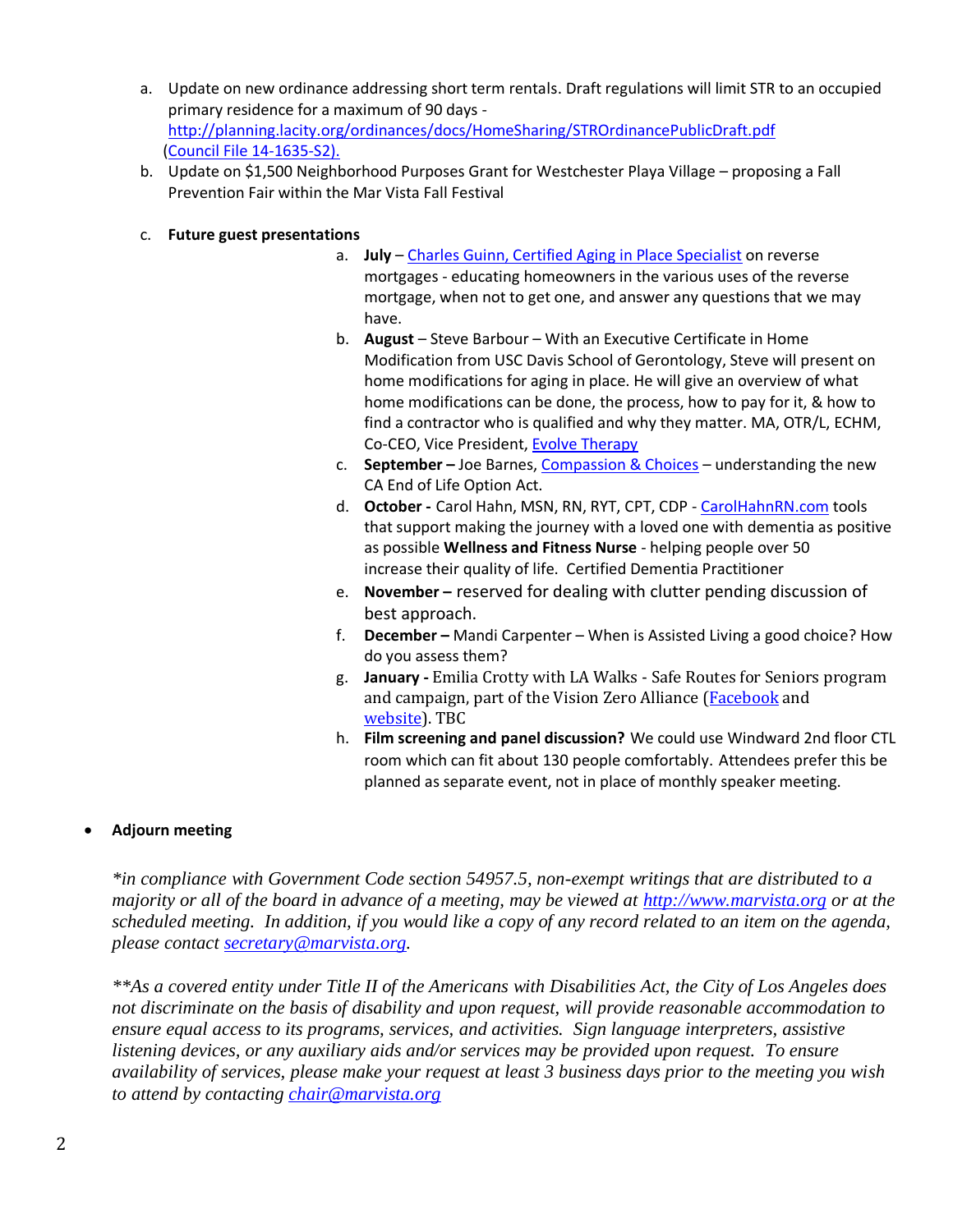a. Update on new ordinance addressing short term rentals. Draft regulations will limit STR to an occupied primary residence for a maximum of 90 days - http://planning.lacity.org/ordinances/docs/HomeSharing/STROrdinancePublicDraft.pdf (Council File 14-1635-S2).

b. Update on $1,500 Neighborhood Purposes Grant for Westchester Playa Village – proposing a Fall Prevention Fair within the Mar Vista Fall Festival

c. **Future guest presentations**

   a. **July** – Charles Guinn, Certified Aging in Place Specialist on reverse mortgages - educating homeowners in the various uses of the reverse mortgage, when not to get one, and answer any questions that we may have.

   b. **August** – Steve Barbour – With an Executive Certificate in Home Modification from USC Davis School of Gerontology, Steve will present on home modifications for aging in place. He will give an overview of what home modifications can be done, the process, how to pay for it, & how to find a contractor who is qualified and why they matter. MA, OTR/L, ECHM, Co-CEO, Vice President, Evolve Therapy

   c. **September –** Joe Barnes, Compassion & Choices – understanding the new CA End of Life Option Act.

   d. **October -** Carol Hahn, MSN, RN, RYT, CPT, CDP - CarolHahnRN.com tools that support making the journey with a loved one with dementia as positive as possible **Wellness and Fitness Nurse** - helping people over 50 increase their quality of life. Certified Dementia Practitioner

   e. **November –** reserved for dealing with clutter pending discussion of best approach.

   f. **December –** Mandi Carpenter – When is Assisted Living a good choice? How do you assess them?

   g. **January -** Emilia Crotty with LA Walks - Safe Routes for Seniors program and campaign, part of the Vision Zero Alliance (Facebook and website). TBC

   h. **Film screening and panel discussion?** We could use Windward 2nd floor CTL room which can fit about 130 people comfortably. Attendees prefer this be planned as separate event, not in place of monthly speaker meeting.

- **Adjourn meeting**

*\*in compliance with Government Code section 54957.5, non-exempt writings that are distributed to a majority or all of the board in advance of a meeting, may be viewed at http://www.marvista.org or at the scheduled meeting. In addition, if you would like a copy of any record related to an item on the agenda, please contact secretary@marvista.org.*

*\*\*As a covered entity under Title II of the Americans with Disabilities Act, the City of Los Angeles does not discriminate on the basis of disability and upon request, will provide reasonable accommodation to ensure equal access to its programs, services, and activities. Sign language interpreters, assistive listening devices, or any auxiliary aids and/or services may be provided upon request. To ensure availability of services, please make your request at least 3 business days prior to the meeting you wish to attend by contacting chair@marvista.org*